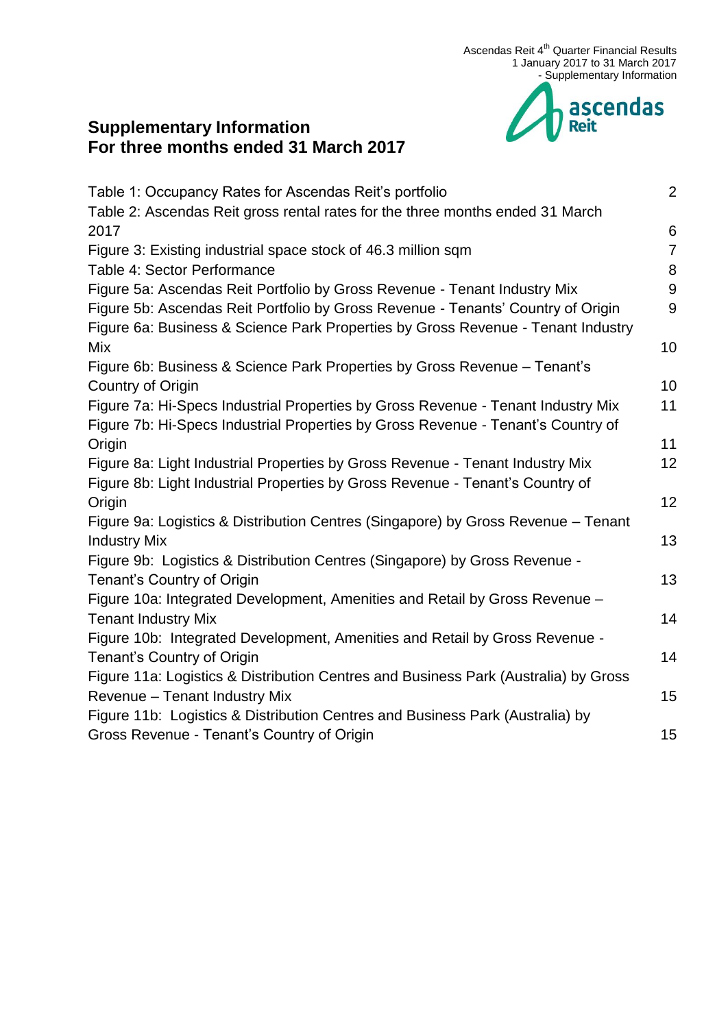# Supplementary Information
# For three months ended 31 March 2017

| | |
|---|---|
| Table 1: Occupancy Rates for Ascendas Reit's portfolio | 2 |
| Table 2: Ascendas Reit gross rental rates for the three months ended 31 March 2017 | 6 |
| Figure 3: Existing industrial space stock of 46.3 million sqm | 7 |
| Table 4: Sector Performance | 8 |
| Figure 5a: Ascendas Reit Portfolio by Gross Revenue - Tenant Industry Mix | 9 |
| Figure 5b: Ascendas Reit Portfolio by Gross Revenue - Tenants' Country of Origin | 9 |
| Figure 6a: Business & Science Park Properties by Gross Revenue - Tenant Industry Mix | 10 |
| Figure 6b: Business & Science Park Properties by Gross Revenue – Tenant's Country of Origin | 10 |
| Figure 7a: Hi-Specs Industrial Properties by Gross Revenue - Tenant Industry Mix | 11 |
| Figure 7b: Hi-Specs Industrial Properties by Gross Revenue - Tenant's Country of Origin | 11 |
| Figure 8a: Light Industrial Properties by Gross Revenue - Tenant Industry Mix | 12 |
| Figure 8b: Light Industrial Properties by Gross Revenue - Tenant's Country of Origin | 12 |
| Figure 9a: Logistics & Distribution Centres (Singapore) by Gross Revenue – Tenant Industry Mix | 13 |
| Figure 9b: Logistics & Distribution Centres (Singapore) by Gross Revenue - Tenant's Country of Origin | 13 |
| Figure 10a: Integrated Development, Amenities and Retail by Gross Revenue – Tenant Industry Mix | 14 |
| Figure 10b: Integrated Development, Amenities and Retail by Gross Revenue - Tenant's Country of Origin | 14 |
| Figure 11a: Logistics & Distribution Centres and Business Park (Australia) by Gross Revenue – Tenant Industry Mix | 15 |
| Figure 11b: Logistics & Distribution Centres and Business Park (Australia) by Gross Revenue - Tenant's Country of Origin | 15 |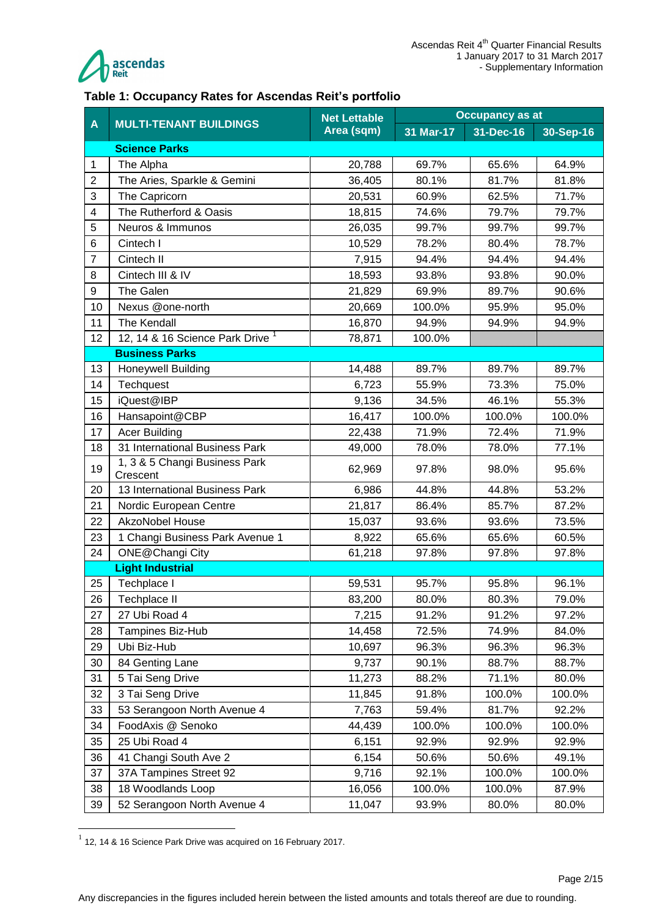## Table 1: Occupancy Rates for Ascendas Reit's portfolio

| A | MULTI-TENANT BUILDINGS | Net Lettable Area (sqm) | Occupancy as at | | |
|---|---|---|---|---|---|
| | | | 31 Mar-17 | 31-Dec-16 | 30-Sep-16 |
| | **Science Parks** | | | | |
| 1 | The Alpha | 20,788 | 69.7% | 65.6% | 64.9% |
| 2 | The Aries, Sparkle & Gemini | 36,405 | 80.1% | 81.7% | 81.8% |
| 3 | The Capricorn | 20,531 | 60.9% | 62.5% | 71.7% |
| 4 | The Rutherford & Oasis | 18,815 | 74.6% | 79.7% | 79.7% |
| 5 | Neuros & Immunos | 26,035 | 99.7% | 99.7% | 99.7% |
| 6 | Cintech I | 10,529 | 78.2% | 80.4% | 78.7% |
| 7 | Cintech II | 7,915 | 94.4% | 94.4% | 94.4% |
| 8 | Cintech III & IV | 18,593 | 93.8% | 93.8% | 90.0% |
| 9 | The Galen | 21,829 | 69.9% | 89.7% | 90.6% |
| 10 | Nexus @one-north | 20,669 | 100.0% | 95.9% | 95.0% |
| 11 | The Kendall | 16,870 | 94.9% | 94.9% | 94.9% |
| 12 | 12, 14 & 16 Science Park Drive [1] | 78,871 | 100.0% | | |
| | **Business Parks** | | | | |
| 13 | Honeywell Building | 14,488 | 89.7% | 89.7% | 89.7% |
| 14 | Techquest | 6,723 | 55.9% | 73.3% | 75.0% |
| 15 | iQuest@IBP | 9,136 | 34.5% | 46.1% | 55.3% |
| 16 | Hansapoint@CBP | 16,417 | 100.0% | 100.0% | 100.0% |
| 17 | Acer Building | 22,438 | 71.9% | 72.4% | 71.9% |
| 18 | 31 International Business Park | 49,000 | 78.0% | 78.0% | 77.1% |
| 19 | 1, 3 & 5 Changi Business Park Crescent | 62,969 | 97.8% | 98.0% | 95.6% |
| 20 | 13 International Business Park | 6,986 | 44.8% | 44.8% | 53.2% |
| 21 | Nordic European Centre | 21,817 | 86.4% | 85.7% | 87.2% |
| 22 | AkzoNobel House | 15,037 | 93.6% | 93.6% | 73.5% |
| 23 | 1 Changi Business Park Avenue 1 | 8,922 | 65.6% | 65.6% | 60.5% |
| 24 | ONE@Changi City | 61,218 | 97.8% | 97.8% | 97.8% |
| | **Light Industrial** | | | | |
| 25 | Techplace I | 59,531 | 95.7% | 95.8% | 96.1% |
| 26 | Techplace II | 83,200 | 80.0% | 80.3% | 79.0% |
| 27 | 27 Ubi Road 4 | 7,215 | 91.2% | 91.2% | 97.2% |
| 28 | Tampines Biz-Hub | 14,458 | 72.5% | 74.9% | 84.0% |
| 29 | Ubi Biz-Hub | 10,697 | 96.3% | 96.3% | 96.3% |
| 30 | 84 Genting Lane | 9,737 | 90.1% | 88.7% | 88.7% |
| 31 | 5 Tai Seng Drive | 11,273 | 88.2% | 71.1% | 80.0% |
| 32 | 3 Tai Seng Drive | 11,845 | 91.8% | 100.0% | 100.0% |
| 33 | 53 Serangoon North Avenue 4 | 7,763 | 59.4% | 81.7% | 92.2% |
| 34 | FoodAxis @ Senoko | 44,439 | 100.0% | 100.0% | 100.0% |
| 35 | 25 Ubi Road 4 | 6,151 | 92.9% | 92.9% | 92.9% |
| 36 | 41 Changi South Ave 2 | 6,154 | 50.6% | 50.6% | 49.1% |
| 37 | 37A Tampines Street 92 | 9,716 | 92.1% | 100.0% | 100.0% |
| 38 | 18 Woodlands Loop | 16,056 | 100.0% | 100.0% | 87.9% |
| 39 | 52 Serangoon North Avenue 4 | 11,047 | 93.9% | 80.0% | 80.0% |

[1] 12, 14 & 16 Science Park Drive was acquired on 16 February 2017.

Any discrepancies in the figures included herein between the listed amounts and totals thereof are due to rounding.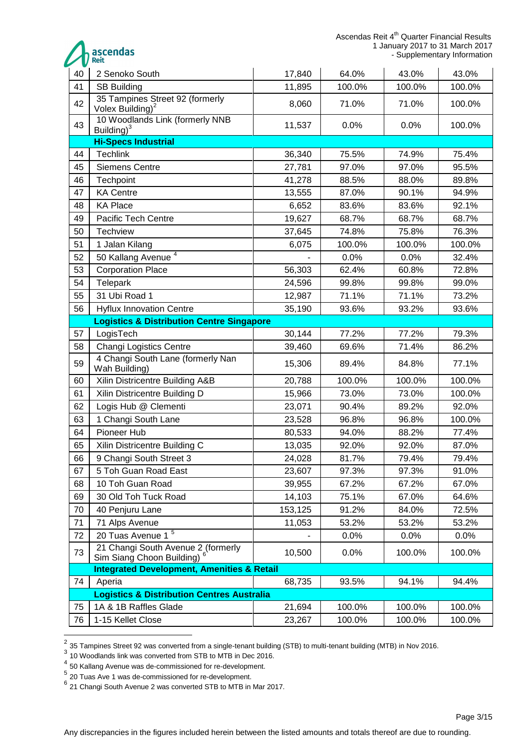| 40 | 2 Senoko South | 17,840 | 64.0% | 43.0% | 43.0% |
|---|---|---|---|---|---|
| 41 | SB Building | 11,895 | 100.0% | 100.0% | 100.0% |
| 42 | 35 Tampines Street 92 (formerly Volex Building)[2] | 8,060 | 71.0% | 71.0% | 100.0% |
| 43 | 10 Woodlands Link (formerly NNB Building)[3] | 11,537 | 0.0% | 0.0% | 100.0% |
| | **Hi-Specs Industrial** | | | | |
| 44 | Techlink | 36,340 | 75.5% | 74.9% | 75.4% |
| 45 | Siemens Centre | 27,781 | 97.0% | 97.0% | 95.5% |
| 46 | Techpoint | 41,278 | 88.5% | 88.0% | 89.8% |
| 47 | KA Centre | 13,555 | 87.0% | 90.1% | 94.9% |
| 48 | KA Place | 6,652 | 83.6% | 83.6% | 92.1% |
| 49 | Pacific Tech Centre | 19,627 | 68.7% | 68.7% | 68.7% |
| 50 | Techview | 37,645 | 74.8% | 75.8% | 76.3% |
| 51 | 1 Jalan Kilang | 6,075 | 100.0% | 100.0% | 100.0% |
| 52 | 50 Kallang Avenue [4] | - | 0.0% | 0.0% | 32.4% |
| 53 | Corporation Place | 56,303 | 62.4% | 60.8% | 72.8% |
| 54 | Telepark | 24,596 | 99.8% | 99.8% | 99.0% |
| 55 | 31 Ubi Road 1 | 12,987 | 71.1% | 71.1% | 73.2% |
| 56 | Hyflux Innovation Centre | 35,190 | 93.6% | 93.2% | 93.6% |
| | **Logistics & Distribution Centre Singapore** | | | | |
| 57 | LogisTech | 30,144 | 77.2% | 77.2% | 79.3% |
| 58 | Changi Logistics Centre | 39,460 | 69.6% | 71.4% | 86.2% |
| 59 | 4 Changi South Lane (formerly Nan Wah Building) | 15,306 | 89.4% | 84.8% | 77.1% |
| 60 | Xilin Districentre Building A&B | 20,788 | 100.0% | 100.0% | 100.0% |
| 61 | Xilin Districentre Building D | 15,966 | 73.0% | 73.0% | 100.0% |
| 62 | Logis Hub @ Clementi | 23,071 | 90.4% | 89.2% | 92.0% |
| 63 | 1 Changi South Lane | 23,528 | 96.8% | 96.8% | 100.0% |
| 64 | Pioneer Hub | 80,533 | 94.0% | 88.2% | 77.4% |
| 65 | Xilin Districentre Building C | 13,035 | 92.0% | 92.0% | 87.0% |
| 66 | 9 Changi South Street 3 | 24,028 | 81.7% | 79.4% | 79.4% |
| 67 | 5 Toh Guan Road East | 23,607 | 97.3% | 97.3% | 91.0% |
| 68 | 10 Toh Guan Road | 39,955 | 67.2% | 67.2% | 67.0% |
| 69 | 30 Old Toh Tuck Road | 14,103 | 75.1% | 67.0% | 64.6% |
| 70 | 40 Penjuru Lane | 153,125 | 91.2% | 84.0% | 72.5% |
| 71 | 71 Alps Avenue | 11,053 | 53.2% | 53.2% | 53.2% |
| 72 | 20 Tuas Avenue 1 [5] | - | 0.0% | 0.0% | 0.0% |
| 73 | 21 Changi South Avenue 2 (formerly Sim Siang Choon Building) [6] | 10,500 | 0.0% | 100.0% | 100.0% |
| | **Integrated Development, Amenities & Retail** | | | | |
| 74 | Aperia | 68,735 | 93.5% | 94.1% | 94.4% |
| | **Logistics & Distribution Centres Australia** | | | | |
| 75 | 1A & 1B Raffles Glade | 21,694 | 100.0% | 100.0% | 100.0% |
| 76 | 1-15 Kellet Close | 23,267 | 100.0% | 100.0% | 100.0% |

[2] 35 Tampines Street 92 was converted from a single-tenant building (STB) to multi-tenant building (MTB) in Nov 2016.

[3] 10 Woodlands link was converted from STB to MTB in Dec 2016.

[4] 50 Kallang Avenue was de-commissioned for re-development.

[5] 20 Tuas Ave 1 was de-commissioned for re-development.

[6] 21 Changi South Avenue 2 was converted STB to MTB in Mar 2017.

Any discrepancies in the figures included herein between the listed amounts and totals thereof are due to rounding.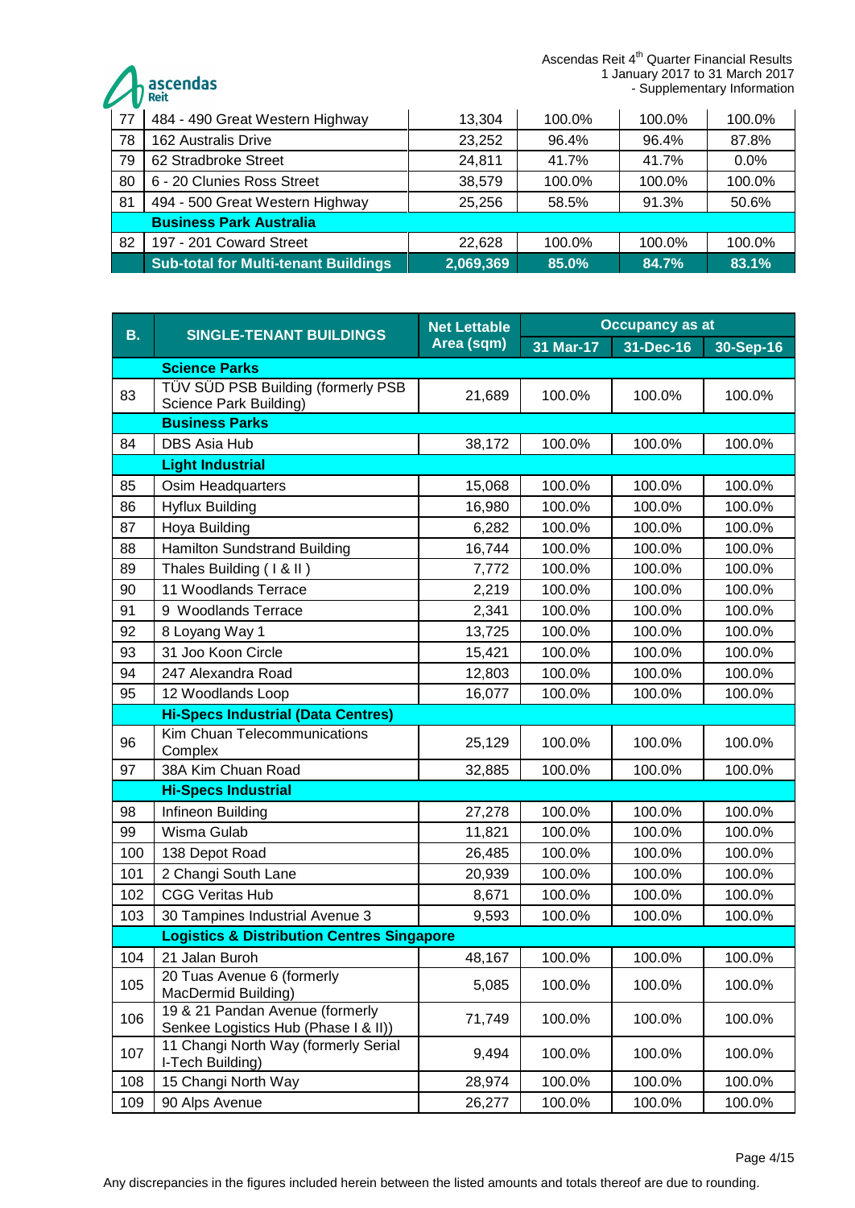| | | | | | |
|---|---|---|---|---|---|
| 77 | 484 - 490 Great Western Highway | 13,304 | 100.0% | 100.0% | 100.0% |
| 78 | 162 Australis Drive | 23,252 | 96.4% | 96.4% | 87.8% |
| 79 | 62 Stradbroke Street | 24,811 | 41.7% | 41.7% | 0.0% |
| 80 | 6 - 20 Clunies Ross Street | 38,579 | 100.0% | 100.0% | 100.0% |
| 81 | 494 - 500 Great Western Highway | 25,256 | 58.5% | 91.3% | 50.6% |
| | **Business Park Australia** | | | | |
| 82 | 197 - 201 Coward Street | 22,628 | 100.0% | 100.0% | 100.0% |
| | **Sub-total for Multi-tenant Buildings** | **2,069,369** | **85.0%** | **84.7%** | **83.1%** |

| B. | SINGLE-TENANT BUILDINGS | Net Lettable Area (sqm) | Occupancy as at | | |
|---|---|---|---|---|---|
| | | | 31 Mar-17 | 31-Dec-16 | 30-Sep-16 |
| | **Science Parks** | | | | |
| 83 | TÜV SÜD PSB Building (formerly PSB Science Park Building) | 21,689 | 100.0% | 100.0% | 100.0% |
| | **Business Parks** | | | | |
| 84 | DBS Asia Hub | 38,172 | 100.0% | 100.0% | 100.0% |
| | **Light Industrial** | | | | |
| 85 | Osim Headquarters | 15,068 | 100.0% | 100.0% | 100.0% |
| 86 | Hyflux Building | 16,980 | 100.0% | 100.0% | 100.0% |
| 87 | Hoya Building | 6,282 | 100.0% | 100.0% | 100.0% |
| 88 | Hamilton Sundstrand Building | 16,744 | 100.0% | 100.0% | 100.0% |
| 89 | Thales Building ( I & II ) | 7,772 | 100.0% | 100.0% | 100.0% |
| 90 | 11 Woodlands Terrace | 2,219 | 100.0% | 100.0% | 100.0% |
| 91 | 9 Woodlands Terrace | 2,341 | 100.0% | 100.0% | 100.0% |
| 92 | 8 Loyang Way 1 | 13,725 | 100.0% | 100.0% | 100.0% |
| 93 | 31 Joo Koon Circle | 15,421 | 100.0% | 100.0% | 100.0% |
| 94 | 247 Alexandra Road | 12,803 | 100.0% | 100.0% | 100.0% |
| 95 | 12 Woodlands Loop | 16,077 | 100.0% | 100.0% | 100.0% |
| | **Hi-Specs Industrial (Data Centres)** | | | | |
| 96 | Kim Chuan Telecommunications Complex | 25,129 | 100.0% | 100.0% | 100.0% |
| 97 | 38A Kim Chuan Road | 32,885 | 100.0% | 100.0% | 100.0% |
| | **Hi-Specs Industrial** | | | | |
| 98 | Infineon Building | 27,278 | 100.0% | 100.0% | 100.0% |
| 99 | Wisma Gulab | 11,821 | 100.0% | 100.0% | 100.0% |
| 100 | 138 Depot Road | 26,485 | 100.0% | 100.0% | 100.0% |
| 101 | 2 Changi South Lane | 20,939 | 100.0% | 100.0% | 100.0% |
| 102 | CGG Veritas Hub | 8,671 | 100.0% | 100.0% | 100.0% |
| 103 | 30 Tampines Industrial Avenue 3 | 9,593 | 100.0% | 100.0% | 100.0% |
| | **Logistics & Distribution Centres Singapore** | | | | |
| 104 | 21 Jalan Buroh | 48,167 | 100.0% | 100.0% | 100.0% |
| 105 | 20 Tuas Avenue 6 (formerly MacDermid Building) | 5,085 | 100.0% | 100.0% | 100.0% |
| 106 | 19 & 21 Pandan Avenue (formerly Senkee Logistics Hub (Phase I & II)) | 71,749 | 100.0% | 100.0% | 100.0% |
| 107 | 11 Changi North Way (formerly Serial I-Tech Building) | 9,494 | 100.0% | 100.0% | 100.0% |
| 108 | 15 Changi North Way | 28,974 | 100.0% | 100.0% | 100.0% |
| 109 | 90 Alps Avenue | 26,277 | 100.0% | 100.0% | 100.0% |

Any discrepancies in the figures included herein between the listed amounts and totals thereof are due to rounding.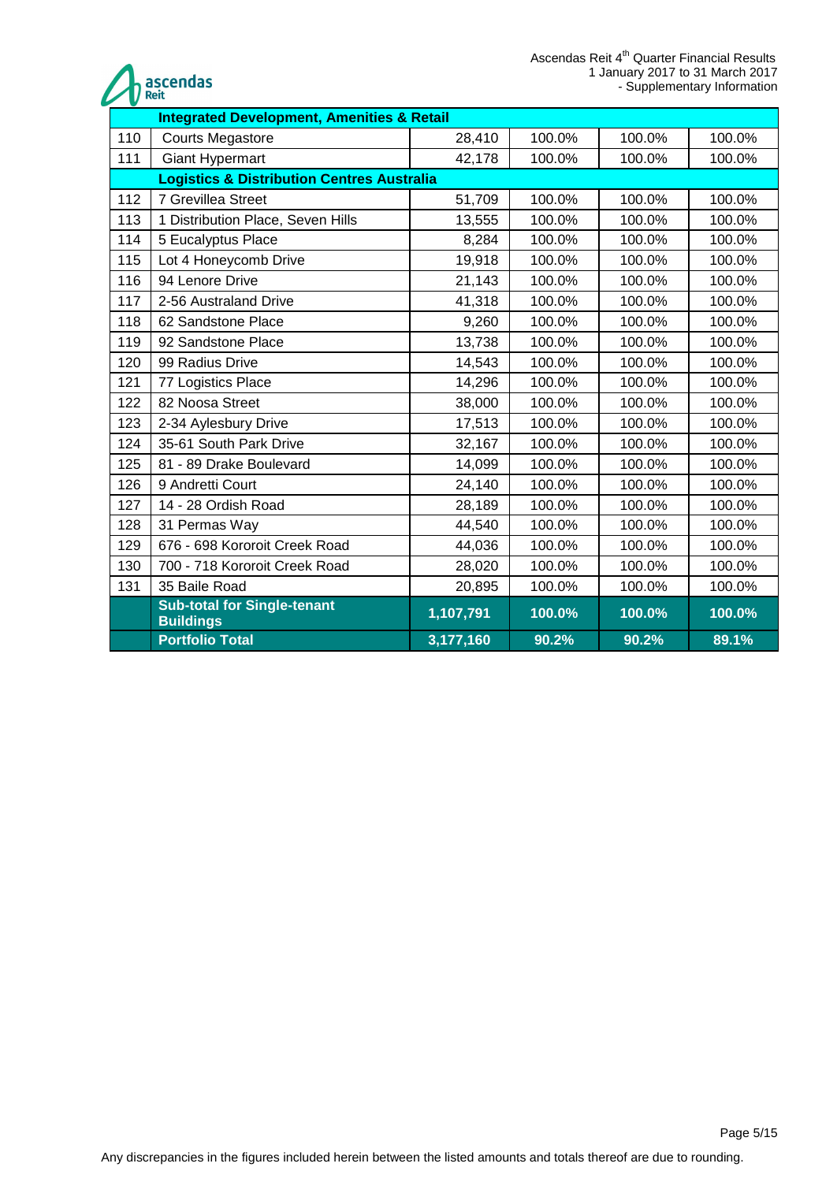| | | | | | |
|---|---|---|---|---|---|
| | **Integrated Development, Amenities & Retail** | | | | |
| 110 | Courts Megastore | 28,410 | 100.0% | 100.0% | 100.0% |
| 111 | Giant Hypermart | 42,178 | 100.0% | 100.0% | 100.0% |
| | **Logistics & Distribution Centres Australia** | | | | |
| 112 | 7 Grevillea Street | 51,709 | 100.0% | 100.0% | 100.0% |
| 113 | 1 Distribution Place, Seven Hills | 13,555 | 100.0% | 100.0% | 100.0% |
| 114 | 5 Eucalyptus Place | 8,284 | 100.0% | 100.0% | 100.0% |
| 115 | Lot 4 Honeycomb Drive | 19,918 | 100.0% | 100.0% | 100.0% |
| 116 | 94 Lenore Drive | 21,143 | 100.0% | 100.0% | 100.0% |
| 117 | 2-56 Australand Drive | 41,318 | 100.0% | 100.0% | 100.0% |
| 118 | 62 Sandstone Place | 9,260 | 100.0% | 100.0% | 100.0% |
| 119 | 92 Sandstone Place | 13,738 | 100.0% | 100.0% | 100.0% |
| 120 | 99 Radius Drive | 14,543 | 100.0% | 100.0% | 100.0% |
| 121 | 77 Logistics Place | 14,296 | 100.0% | 100.0% | 100.0% |
| 122 | 82 Noosa Street | 38,000 | 100.0% | 100.0% | 100.0% |
| 123 | 2-34 Aylesbury Drive | 17,513 | 100.0% | 100.0% | 100.0% |
| 124 | 35-61 South Park Drive | 32,167 | 100.0% | 100.0% | 100.0% |
| 125 | 81 - 89 Drake Boulevard | 14,099 | 100.0% | 100.0% | 100.0% |
| 126 | 9 Andretti Court | 24,140 | 100.0% | 100.0% | 100.0% |
| 127 | 14 - 28 Ordish Road | 28,189 | 100.0% | 100.0% | 100.0% |
| 128 | 31 Permas Way | 44,540 | 100.0% | 100.0% | 100.0% |
| 129 | 676 - 698 Kororoit Creek Road | 44,036 | 100.0% | 100.0% | 100.0% |
| 130 | 700 - 718 Kororoit Creek Road | 28,020 | 100.0% | 100.0% | 100.0% |
| 131 | 35 Baile Road | 20,895 | 100.0% | 100.0% | 100.0% |
| | **Sub-total for Single-tenant Buildings** | **1,107,791** | **100.0%** | **100.0%** | **100.0%** |
| | **Portfolio Total** | **3,177,160** | **90.2%** | **90.2%** | **89.1%** |

Any discrepancies in the figures included herein between the listed amounts and totals thereof are due to rounding.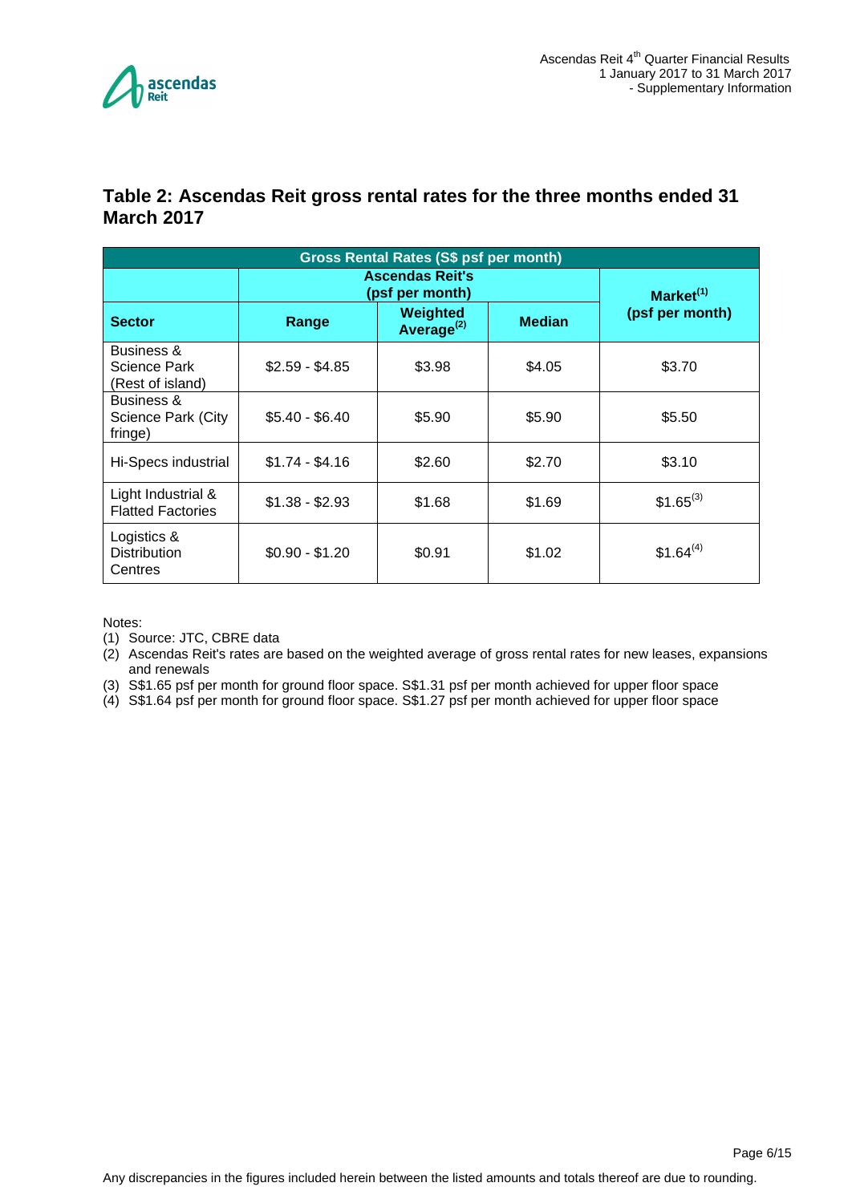## Table 2: Ascendas Reit gross rental rates for the three months ended 31 March 2017

| Gross Rental Rates (S$ psf per month) | | | | |
|---|---|---|---|---|
| | Ascendas Reit's (psf per month) | | | Market[1] (psf per month) |
| Sector | Range | Weighted Average[2] | Median | |
| Business & Science Park (Rest of island) | $2.59 - $4.85 | $3.98 | $4.05 | $3.70 |
| Business & Science Park (City fringe) | $5.40 - $6.40 | $5.90 | $5.90 | $5.50 |
| Hi-Specs industrial | $1.74 - $4.16 | $2.60 | $2.70 | $3.10 |
| Light Industrial & Flatted Factories | $1.38 - $2.93 | $1.68 | $1.69 | $1.65[3] |
| Logistics & Distribution Centres | $0.90 - $1.20 | $0.91 | $1.02 | $1.64[4] |

Notes:

1. Source: JTC, CBRE data
2. Ascendas Reit's rates are based on the weighted average of gross rental rates for new leases, expansions and renewals
3. S$1.65 psf per month for ground floor space. S$1.31 psf per month achieved for upper floor space
4. S$1.64 psf per month for ground floor space. S$1.27 psf per month achieved for upper floor space

Any discrepancies in the figures included herein between the listed amounts and totals thereof are due to rounding.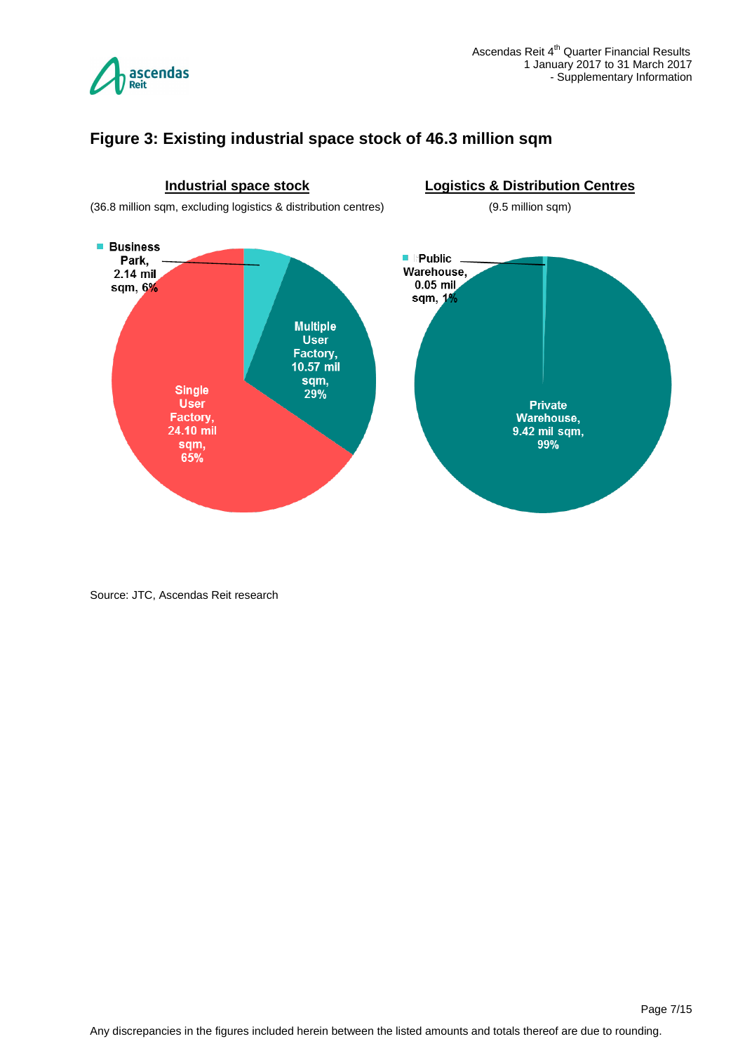## Figure 3: Existing industrial space stock of 46.3 million sqm

**Industrial space stock**

(36.8 million sqm, excluding logistics & distribution centres)

- Business Park, 2.14 mil sqm, 6%
- Multiple User Factory, 10.57 mil sqm, 29%
- Single User Factory, 24.10 mil sqm, 65%

**Logistics & Distribution Centres**

(9.5 million sqm)

- Public Warehouse, 0.05 mil sqm, 1%
- Private Warehouse, 9.42 mil sqm, 99%

Source: JTC, Ascendas Reit research

Any discrepancies in the figures included herein between the listed amounts and totals thereof are due to rounding.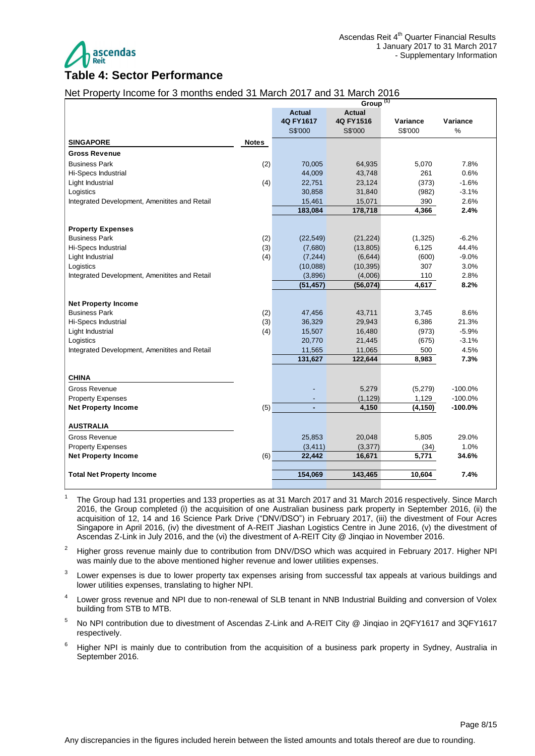## Table 4: Sector Performance

Net Property Income for 3 months ended 31 March 2017 and 31 March 2016

| | | Group [1] | | | |
|---|---|---|---|---|---|
| | | Actual 4Q FY1617 S$'000 | Actual 4Q FY1516 S$'000 | Variance S$'000 | Variance % |
| **SINGAPORE** | **Notes** | | | | |
| **Gross Revenue** | | | | | |
| Business Park | (2) | 70,005 | 64,935 | 5,070 | 7.8% |
| Hi-Specs Industrial | | 44,009 | 43,748 | 261 | 0.6% |
| Light Industrial | (4) | 22,751 | 23,124 | (373) | -1.6% |
| Logistics | | 30,858 | 31,840 | (982) | -3.1% |
| Integrated Development, Amenitites and Retail | | 15,461 | 15,071 | 390 | 2.6% |
| | | **183,084** | **178,718** | **4,366** | **2.4%** |
| **Property Expenses** | | | | | |
| Business Park | (2) | (22,549) | (21,224) | (1,325) | -6.2% |
| Hi-Specs Industrial | (3) | (7,680) | (13,805) | 6,125 | 44.4% |
| Light Industrial | (4) | (7,244) | (6,644) | (600) | -9.0% |
| Logistics | | (10,088) | (10,395) | 307 | 3.0% |
| Integrated Development, Amenitites and Retail | | (3,896) | (4,006) | 110 | 2.8% |
| | | **(51,457)** | **(56,074)** | **4,617** | **8.2%** |
| **Net Property Income** | | | | | |
| Business Park | (2) | 47,456 | 43,711 | 3,745 | 8.6% |
| Hi-Specs Industrial | (3) | 36,329 | 29,943 | 6,386 | 21.3% |
| Light Industrial | (4) | 15,507 | 16,480 | (973) | -5.9% |
| Logistics | | 20,770 | 21,445 | (675) | -3.1% |
| Integrated Development, Amenitites and Retail | | 11,565 | 11,065 | 500 | 4.5% |
| | | **131,627** | **122,644** | **8,983** | **7.3%** |
| **CHINA** | | | | | |
| Gross Revenue | | - | 5,279 | (5,279) | -100.0% |
| Property Expenses | | - | (1,129) | 1,129 | -100.0% |
| **Net Property Income** | (5) | **-** | **4,150** | **(4,150)** | **-100.0%** |
| **AUSTRALIA** | | | | | |
| Gross Revenue | | 25,853 | 20,048 | 5,805 | 29.0% |
| Property Expenses | | (3,411) | (3,377) | (34) | 1.0% |
| **Net Property Income** | (6) | **22,442** | **16,671** | **5,771** | **34.6%** |
| **Total Net Property Income** | | **154,069** | **143,465** | **10,604** | **7.4%** |

1. The Group had 131 properties and 133 properties as at 31 March 2017 and 31 March 2016 respectively. Since March 2016, the Group completed (i) the acquisition of one Australian business park property in September 2016, (ii) the acquisition of 12, 14 and 16 Science Park Drive ("DNV/DSO") in February 2017, (iii) the divestment of Four Acres Singapore in April 2016, (iv) the divestment of A-REIT Jiashan Logistics Centre in June 2016, (v) the divestment of Ascendas Z-Link in July 2016, and the (vi) the divestment of A-REIT City @ Jinqiao in November 2016.

2. Higher gross revenue mainly due to contribution from DNV/DSO which was acquired in February 2017. Higher NPI was mainly due to the above mentioned higher revenue and lower utilities expenses.

3. Lower expenses is due to lower property tax expenses arising from successful tax appeals at various buildings and lower utilities expenses, translating to higher NPI.

4. Lower gross revenue and NPI due to non-renewal of SLB tenant in NNB Industrial Building and conversion of Volex building from STB to MTB.

5. No NPI contribution due to divestment of Ascendas Z-Link and A-REIT City @ Jinqiao in 2QFY1617 and 3QFY1617 respectively.

6. Higher NPI is mainly due to contribution from the acquisition of a business park property in Sydney, Australia in September 2016.

Any discrepancies in the figures included herein between the listed amounts and totals thereof are due to rounding.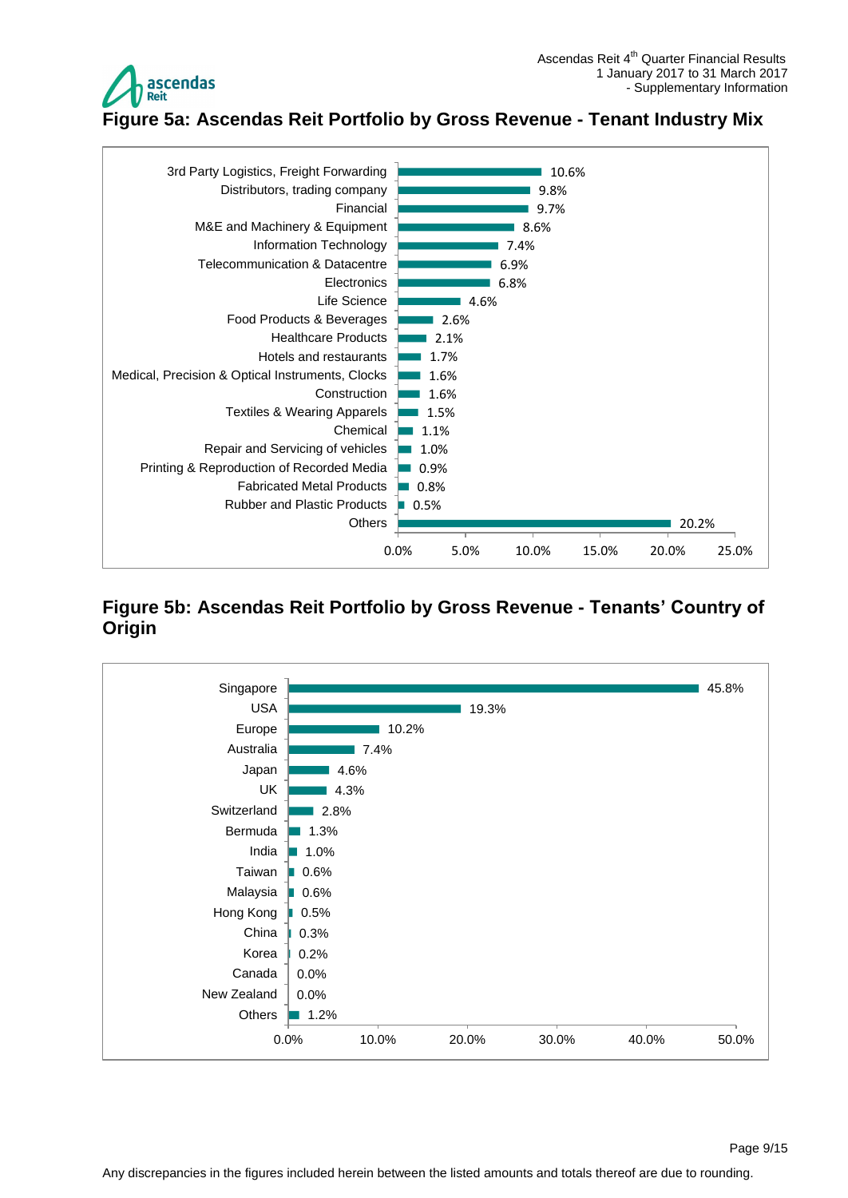## Figure 5a: Ascendas Reit Portfolio by Gross Revenue - Tenant Industry Mix

| Tenant Industry | % of Gross Revenue |
|---|---|
| 3rd Party Logistics, Freight Forwarding | 10.6% |
| Distributors, trading company | 9.8% |
| Financial | 9.7% |
| M&E and Machinery & Equipment | 8.6% |
| Information Technology | 7.4% |
| Telecommunication & Datacentre | 6.9% |
| Electronics | 6.8% |
| Life Science | 4.6% |
| Food Products & Beverages | 2.6% |
| Healthcare Products | 2.1% |
| Hotels and restaurants | 1.7% |
| Medical, Precision & Optical Instruments, Clocks | 1.6% |
| Construction | 1.6% |
| Textiles & Wearing Apparels | 1.5% |
| Chemical | 1.1% |
| Repair and Servicing of vehicles | 1.0% |
| Printing & Reproduction of Recorded Media | 0.9% |
| Fabricated Metal Products | 0.8% |
| Rubber and Plastic Products | 0.5% |
| Others | 20.2% |

## Figure 5b: Ascendas Reit Portfolio by Gross Revenue - Tenants' Country of Origin

| Country of Origin | % of Gross Revenue |
|---|---|
| Singapore | 45.8% |
| USA | 19.3% |
| Europe | 10.2% |
| Australia | 7.4% |
| Japan | 4.6% |
| UK | 4.3% |
| Switzerland | 2.8% |
| Bermuda | 1.3% |
| India | 1.0% |
| Taiwan | 0.6% |
| Malaysia | 0.6% |
| Hong Kong | 0.5% |
| China | 0.3% |
| Korea | 0.2% |
| Canada | 0.0% |
| New Zealand | 0.0% |
| Others | 1.2% |

Any discrepancies in the figures included herein between the listed amounts and totals thereof are due to rounding.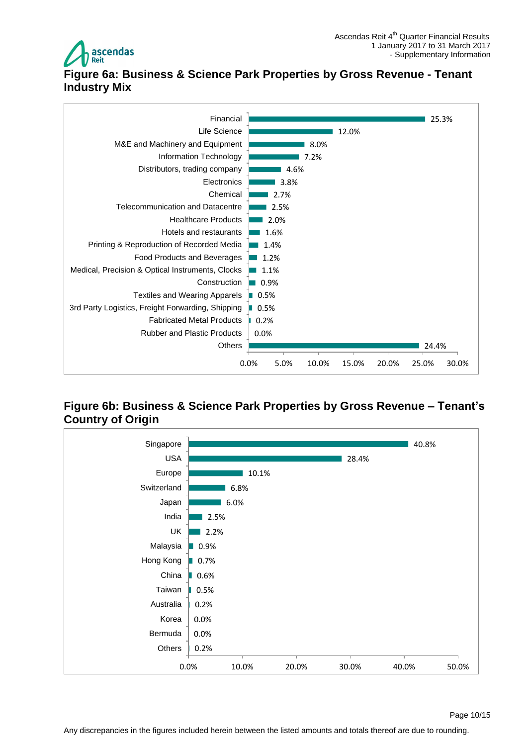## Figure 6a: Business & Science Park Properties by Gross Revenue - Tenant Industry Mix

| Tenant Industry | % of Gross Revenue |
|---|---|
| Financial | 25.3% |
| Life Science | 12.0% |
| M&E and Machinery and Equipment | 8.0% |
| Information Technology | 7.2% |
| Distributors, trading company | 4.6% |
| Electronics | 3.8% |
| Chemical | 2.7% |
| Telecommunication and Datacentre | 2.5% |
| Healthcare Products | 2.0% |
| Hotels and restaurants | 1.6% |
| Printing & Reproduction of Recorded Media | 1.4% |
| Food Products and Beverages | 1.2% |
| Medical, Precision & Optical Instruments, Clocks | 1.1% |
| Construction | 0.9% |
| Textiles and Wearing Apparels | 0.5% |
| 3rd Party Logistics, Freight Forwarding, Shipping | 0.5% |
| Fabricated Metal Products | 0.2% |
| Rubber and Plastic Products | 0.0% |
| Others | 24.4% |

## Figure 6b: Business & Science Park Properties by Gross Revenue – Tenant's Country of Origin

| Country of Origin | % of Gross Revenue |
|---|---|
| Singapore | 40.8% |
| USA | 28.4% |
| Europe | 10.1% |
| Switzerland | 6.8% |
| Japan | 6.0% |
| India | 2.5% |
| UK | 2.2% |
| Malaysia | 0.9% |
| Hong Kong | 0.7% |
| China | 0.6% |
| Taiwan | 0.5% |
| Australia | 0.2% |
| Korea | 0.0% |
| Bermuda | 0.0% |
| Others | 0.2% |

Any discrepancies in the figures included herein between the listed amounts and totals thereof are due to rounding.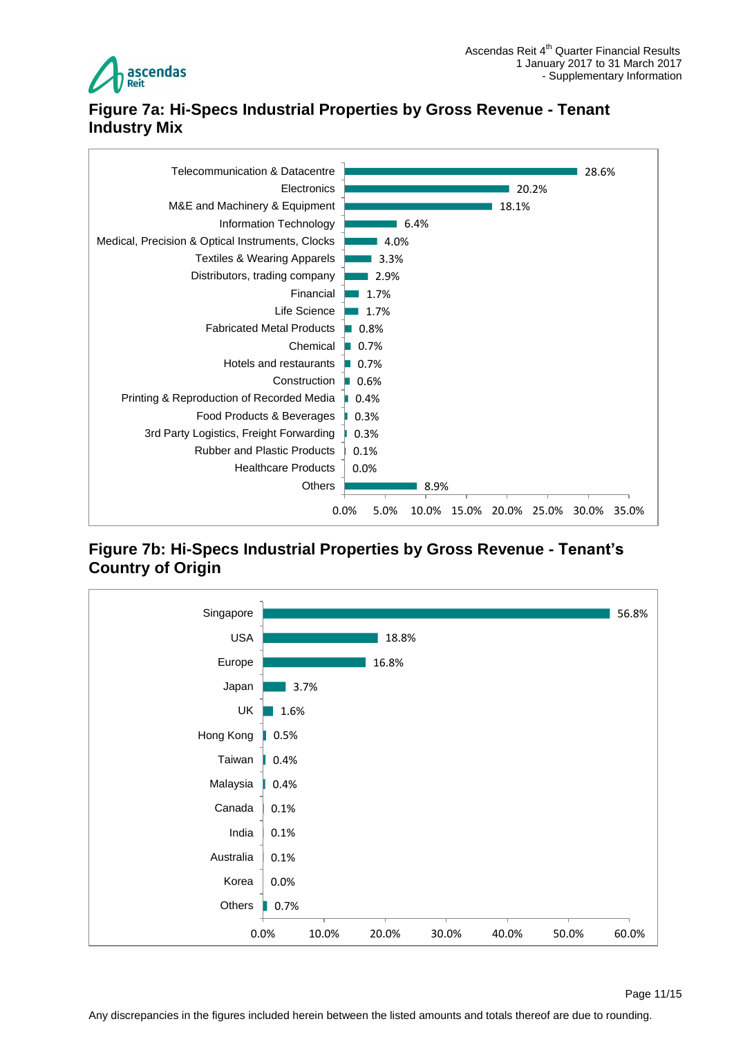## Figure 7a: Hi-Specs Industrial Properties by Gross Revenue - Tenant Industry Mix

| Tenant Industry | % of Gross Revenue |
|---|---|
| Telecommunication & Datacentre | 28.6% |
| Electronics | 20.2% |
| M&E and Machinery & Equipment | 18.1% |
| Information Technology | 6.4% |
| Medical, Precision & Optical Instruments, Clocks | 4.0% |
| Textiles & Wearing Apparels | 3.3% |
| Distributors, trading company | 2.9% |
| Financial | 1.7% |
| Life Science | 1.7% |
| Fabricated Metal Products | 0.8% |
| Chemical | 0.7% |
| Hotels and restaurants | 0.7% |
| Construction | 0.6% |
| Printing & Reproduction of Recorded Media | 0.4% |
| Food Products & Beverages | 0.3% |
| 3rd Party Logistics, Freight Forwarding | 0.3% |
| Rubber and Plastic Products | 0.1% |
| Healthcare Products | 0.0% |
| Others | 8.9% |

## Figure 7b: Hi-Specs Industrial Properties by Gross Revenue - Tenant's Country of Origin

| Country of Origin | % of Gross Revenue |
|---|---|
| Singapore | 56.8% |
| USA | 18.8% |
| Europe | 16.8% |
| Japan | 3.7% |
| UK | 1.6% |
| Hong Kong | 0.5% |
| Taiwan | 0.4% |
| Malaysia | 0.4% |
| Canada | 0.1% |
| India | 0.1% |
| Australia | 0.1% |
| Korea | 0.0% |
| Others | 0.7% |

Any discrepancies in the figures included herein between the listed amounts and totals thereof are due to rounding.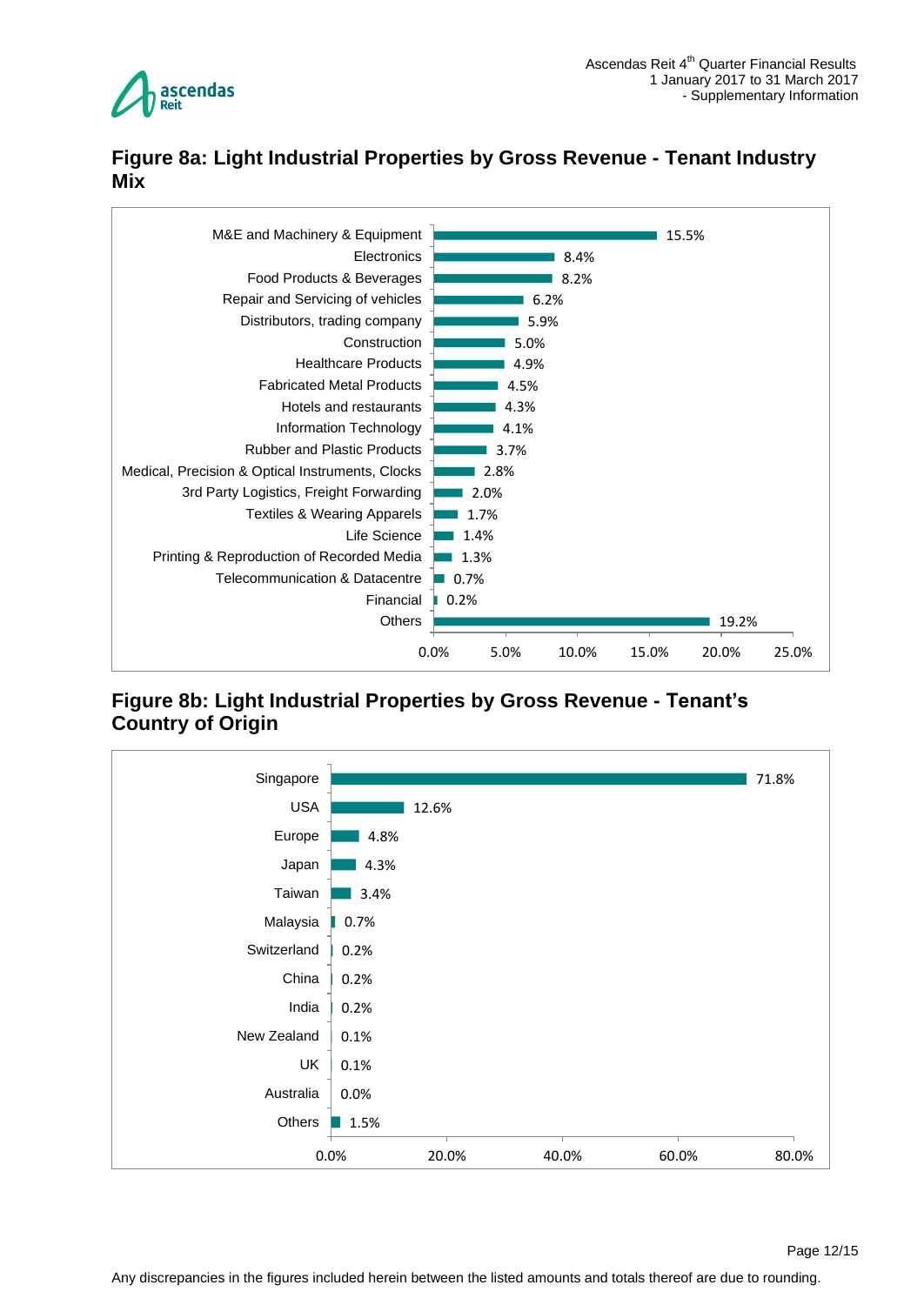## Figure 8a: Light Industrial Properties by Gross Revenue - Tenant Industry Mix

| Tenant Industry | % of Gross Revenue |
|---|---|
| M&E and Machinery & Equipment | 15.5% |
| Electronics | 8.4% |
| Food Products & Beverages | 8.2% |
| Repair and Servicing of vehicles | 6.2% |
| Distributors, trading company | 5.9% |
| Construction | 5.0% |
| Healthcare Products | 4.9% |
| Fabricated Metal Products | 4.5% |
| Hotels and restaurants | 4.3% |
| Information Technology | 4.1% |
| Rubber and Plastic Products | 3.7% |
| Medical, Precision & Optical Instruments, Clocks | 2.8% |
| 3rd Party Logistics, Freight Forwarding | 2.0% |
| Textiles & Wearing Apparels | 1.7% |
| Life Science | 1.4% |
| Printing & Reproduction of Recorded Media | 1.3% |
| Telecommunication & Datacentre | 0.7% |
| Financial | 0.2% |
| Others | 19.2% |

## Figure 8b: Light Industrial Properties by Gross Revenue - Tenant's Country of Origin

| Country of Origin | % of Gross Revenue |
|---|---|
| Singapore | 71.8% |
| USA | 12.6% |
| Europe | 4.8% |
| Japan | 4.3% |
| Taiwan | 3.4% |
| Malaysia | 0.7% |
| Switzerland | 0.2% |
| China | 0.2% |
| India | 0.2% |
| New Zealand | 0.1% |
| UK | 0.1% |
| Australia | 0.0% |
| Others | 1.5% |

Any discrepancies in the figures included herein between the listed amounts and totals thereof are due to rounding.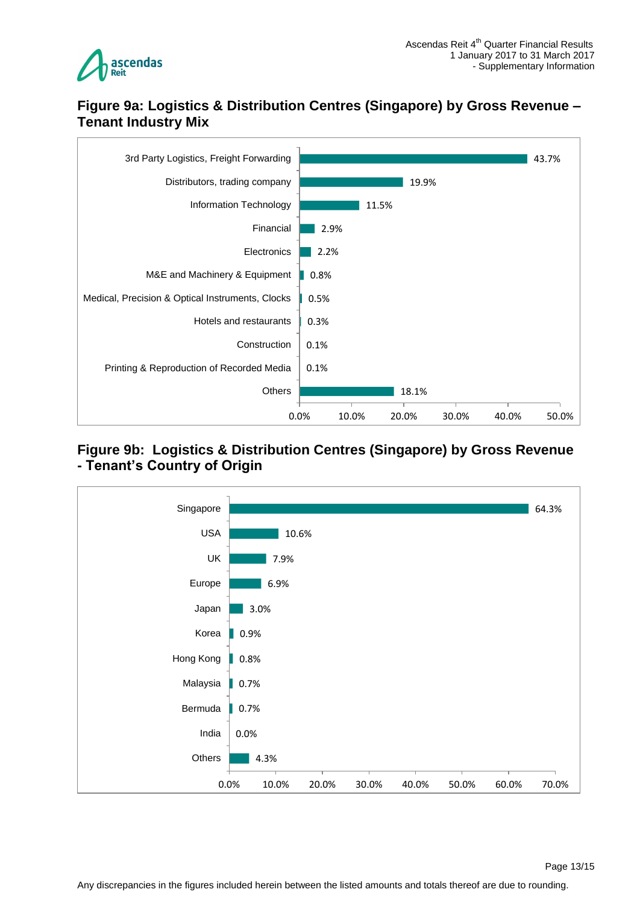## Figure 9a: Logistics & Distribution Centres (Singapore) by Gross Revenue – Tenant Industry Mix

| Tenant Industry | % of Gross Revenue |
|---|---|
| 3rd Party Logistics, Freight Forwarding | 43.7% |
| Distributors, trading company | 19.9% |
| Information Technology | 11.5% |
| Financial | 2.9% |
| Electronics | 2.2% |
| M&E and Machinery & Equipment | 0.8% |
| Medical, Precision & Optical Instruments, Clocks | 0.5% |
| Hotels and restaurants | 0.3% |
| Construction | 0.1% |
| Printing & Reproduction of Recorded Media | 0.1% |
| Others | 18.1% |

## Figure 9b: Logistics & Distribution Centres (Singapore) by Gross Revenue - Tenant's Country of Origin

| Country of Origin | % of Gross Revenue |
|---|---|
| Singapore | 64.3% |
| USA | 10.6% |
| UK | 7.9% |
| Europe | 6.9% |
| Japan | 3.0% |
| Korea | 0.9% |
| Hong Kong | 0.8% |
| Malaysia | 0.7% |
| Bermuda | 0.7% |
| India | 0.0% |
| Others | 4.3% |

Any discrepancies in the figures included herein between the listed amounts and totals thereof are due to rounding.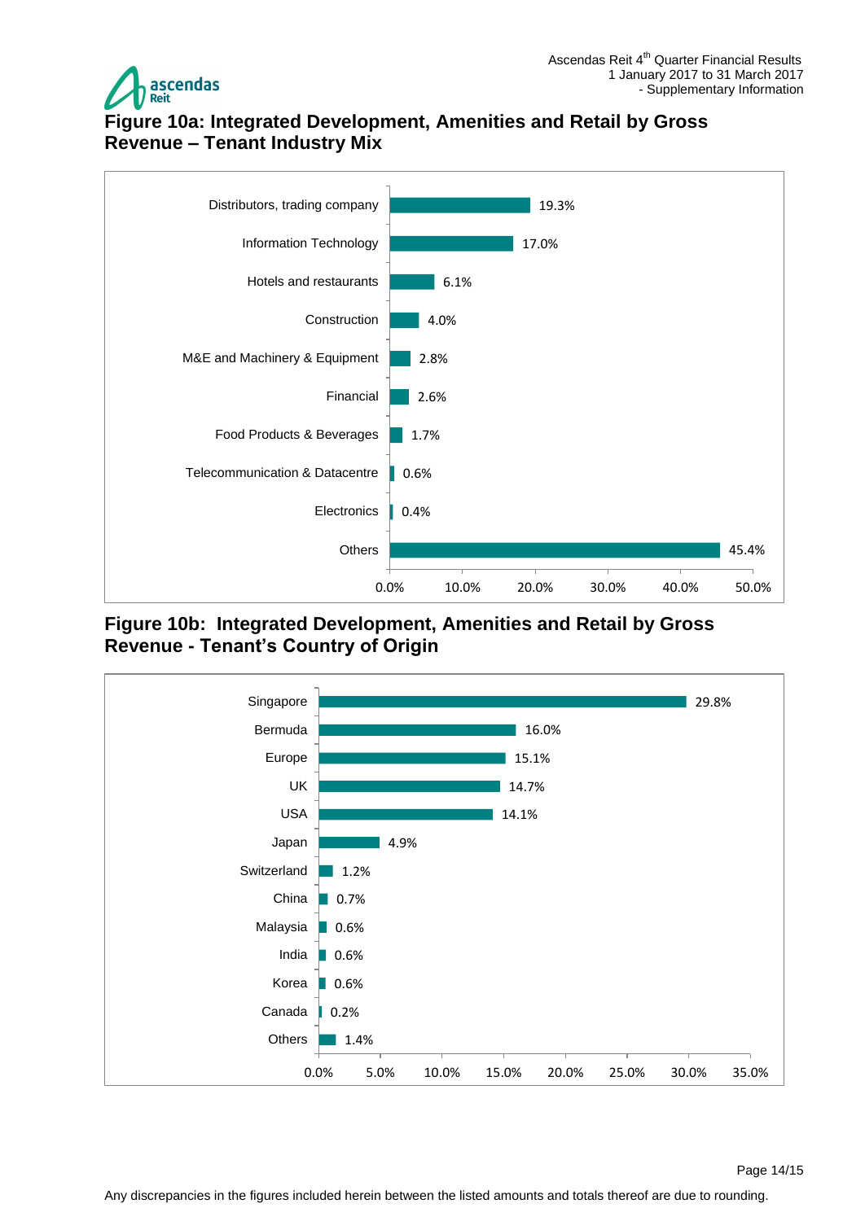## Figure 10a: Integrated Development, Amenities and Retail by Gross Revenue – Tenant Industry Mix

| Tenant Industry | % |
|---|---|
| Distributors, trading company | 19.3% |
| Information Technology | 17.0% |
| Hotels and restaurants | 6.1% |
| Construction | 4.0% |
| M&E and Machinery & Equipment | 2.8% |
| Financial | 2.6% |
| Food Products & Beverages | 1.7% |
| Telecommunication & Datacentre | 0.6% |
| Electronics | 0.4% |
| Others | 45.4% |

## Figure 10b: Integrated Development, Amenities and Retail by Gross Revenue - Tenant's Country of Origin

| Country of Origin | % |
|---|---|
| Singapore | 29.8% |
| Bermuda | 16.0% |
| Europe | 15.1% |
| UK | 14.7% |
| USA | 14.1% |
| Japan | 4.9% |
| Switzerland | 1.2% |
| China | 0.7% |
| Malaysia | 0.6% |
| India | 0.6% |
| Korea | 0.6% |
| Canada | 0.2% |
| Others | 1.4% |

Any discrepancies in the figures included herein between the listed amounts and totals thereof are due to rounding.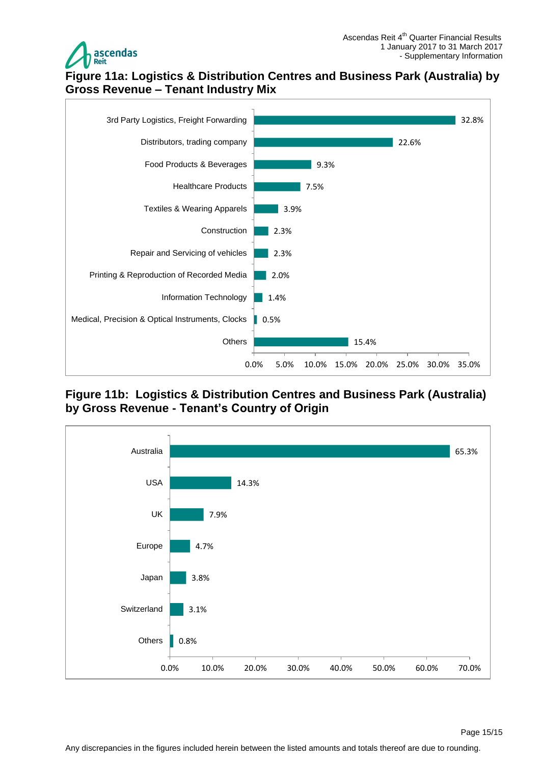## Figure 11a: Logistics & Distribution Centres and Business Park (Australia) by Gross Revenue – Tenant Industry Mix

3rd Party Logistics, Freight Forwarding 32.8%
Distributors, trading company 22.6%
Food Products & Beverages 9.3%
Healthcare Products 7.5%
Textiles & Wearing Apparels 3.9%
Construction 2.3%
Repair and Servicing of vehicles 2.3%
Printing & Reproduction of Recorded Media 2.0%
Information Technology 1.4%
Medical, Precision & Optical Instruments, Clocks 0.5%
Others 15.4%

0.0% 5.0% 10.0% 15.0% 20.0% 25.0% 30.0% 35.0%

## Figure 11b: Logistics & Distribution Centres and Business Park (Australia) by Gross Revenue - Tenant's Country of Origin

Australia 65.3%
USA 14.3%
UK 7.9%
Europe 4.7%
Japan 3.8%
Switzerland 3.1%
Others 0.8%

0.0% 10.0% 20.0% 30.0% 40.0% 50.0% 60.0% 70.0%

Any discrepancies in the figures included herein between the listed amounts and totals thereof are due to rounding.